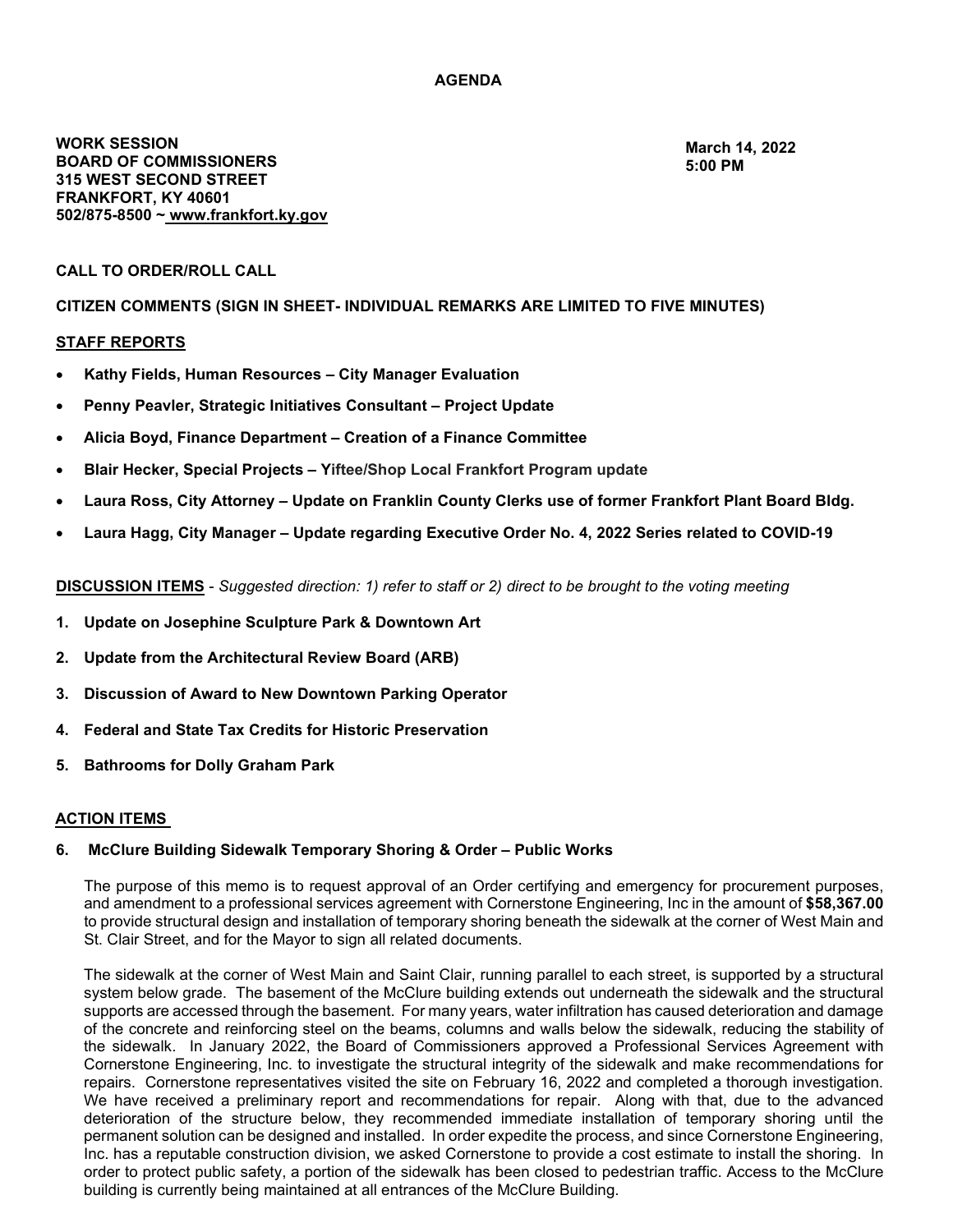# AGENDA

**WORK SESSION**
**BOARD OF COMMISSIONERS**
**315 WEST SECOND STREET**
**FRANKFORT, KY 40601**
**502/875-8500 ~ www.frankfort.ky.gov**

**March 14, 2022**
**5:00 PM**

**CALL TO ORDER/ROLL CALL**

**CITIZEN COMMENTS (SIGN IN SHEET- INDIVIDUAL REMARKS ARE LIMITED TO FIVE MINUTES)**

## STAFF REPORTS

- **Kathy Fields, Human Resources – City Manager Evaluation**
- **Penny Peavler, Strategic Initiatives Consultant – Project Update**
- **Alicia Boyd, Finance Department – Creation of a Finance Committee**
- **Blair Hecker, Special Projects – Yiftee/Shop Local Frankfort Program update**
- **Laura Ross, City Attorney – Update on Franklin County Clerks use of former Frankfort Plant Board Bldg.**
- **Laura Hagg, City Manager – Update regarding Executive Order No. 4, 2022 Series related to COVID-19**

**DISCUSSION ITEMS** - *Suggested direction: 1) refer to staff or 2) direct to be brought to the voting meeting*

1. **Update on Josephine Sculpture Park & Downtown Art**
2. **Update from the Architectural Review Board (ARB)**
3. **Discussion of Award to New Downtown Parking Operator**
4. **Federal and State Tax Credits for Historic Preservation**
5. **Bathrooms for Dolly Graham Park**

## ACTION ITEMS

**6. McClure Building Sidewalk Temporary Shoring & Order – Public Works**

The purpose of this memo is to request approval of an Order certifying and emergency for procurement purposes, and amendment to a professional services agreement with Cornerstone Engineering, Inc in the amount of **$58,367.00** to provide structural design and installation of temporary shoring beneath the sidewalk at the corner of West Main and St. Clair Street, and for the Mayor to sign all related documents.

The sidewalk at the corner of West Main and Saint Clair, running parallel to each street, is supported by a structural system below grade. The basement of the McClure building extends out underneath the sidewalk and the structural supports are accessed through the basement. For many years, water infiltration has caused deterioration and damage of the concrete and reinforcing steel on the beams, columns and walls below the sidewalk, reducing the stability of the sidewalk. In January 2022, the Board of Commissioners approved a Professional Services Agreement with Cornerstone Engineering, Inc. to investigate the structural integrity of the sidewalk and make recommendations for repairs. Cornerstone representatives visited the site on February 16, 2022 and completed a thorough investigation. We have received a preliminary report and recommendations for repair. Along with that, due to the advanced deterioration of the structure below, they recommended immediate installation of temporary shoring until the permanent solution can be designed and installed. In order expedite the process, and since Cornerstone Engineering, Inc. has a reputable construction division, we asked Cornerstone to provide a cost estimate to install the shoring. In order to protect public safety, a portion of the sidewalk has been closed to pedestrian traffic. Access to the McClure building is currently being maintained at all entrances of the McClure Building.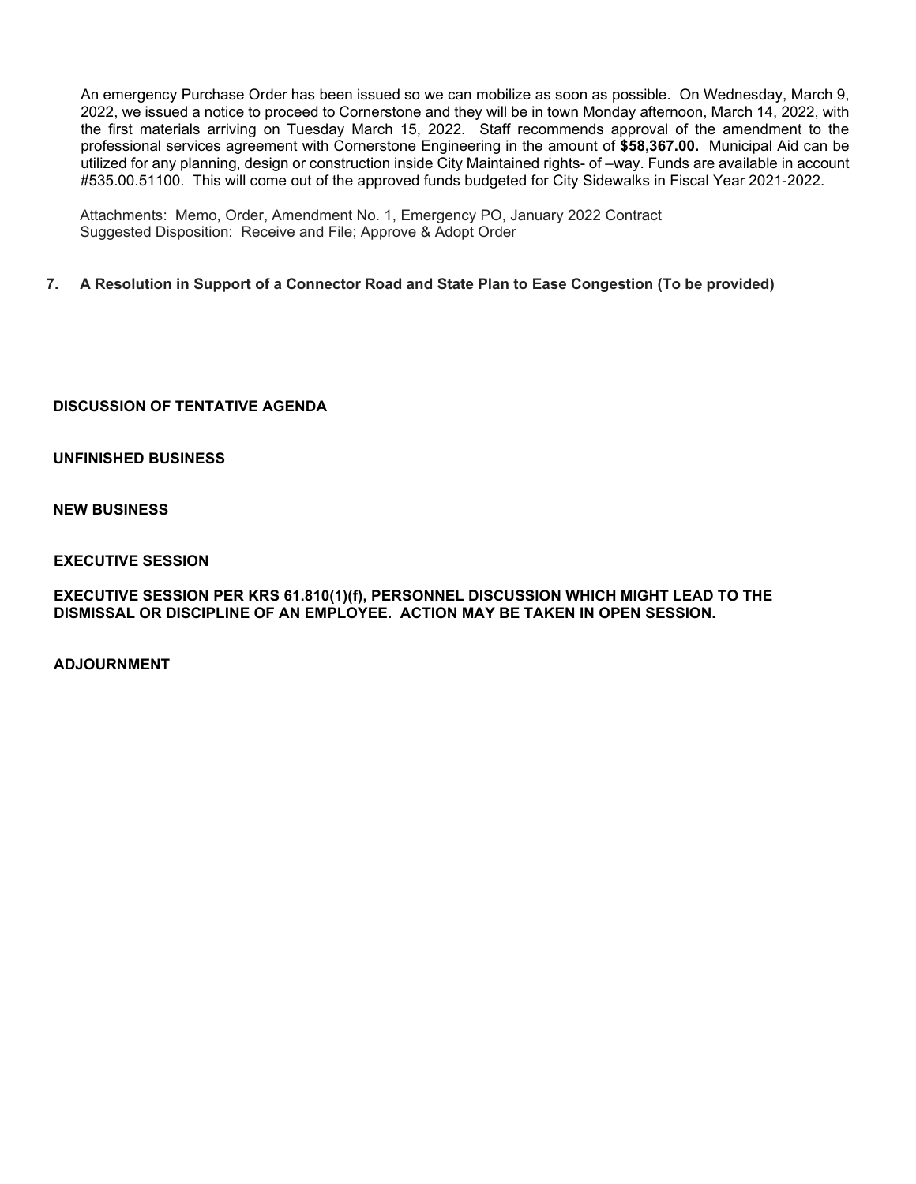An emergency Purchase Order has been issued so we can mobilize as soon as possible. On Wednesday, March 9, 2022, we issued a notice to proceed to Cornerstone and they will be in town Monday afternoon, March 14, 2022, with the first materials arriving on Tuesday March 15, 2022. Staff recommends approval of the amendment to the professional services agreement with Cornerstone Engineering in the amount of **$58,367.00.** Municipal Aid can be utilized for any planning, design or construction inside City Maintained rights- of –way. Funds are available in account #535.00.51100. This will come out of the approved funds budgeted for City Sidewalks in Fiscal Year 2021-2022.

Attachments: Memo, Order, Amendment No. 1, Emergency PO, January 2022 Contract
Suggested Disposition: Receive and File; Approve & Adopt Order

**7. A Resolution in Support of a Connector Road and State Plan to Ease Congestion (To be provided)**

**DISCUSSION OF TENTATIVE AGENDA**

**UNFINISHED BUSINESS**

**NEW BUSINESS**

**EXECUTIVE SESSION**

**EXECUTIVE SESSION PER KRS 61.810(1)(f), PERSONNEL DISCUSSION WHICH MIGHT LEAD TO THE DISMISSAL OR DISCIPLINE OF AN EMPLOYEE. ACTION MAY BE TAKEN IN OPEN SESSION.**

**ADJOURNMENT**